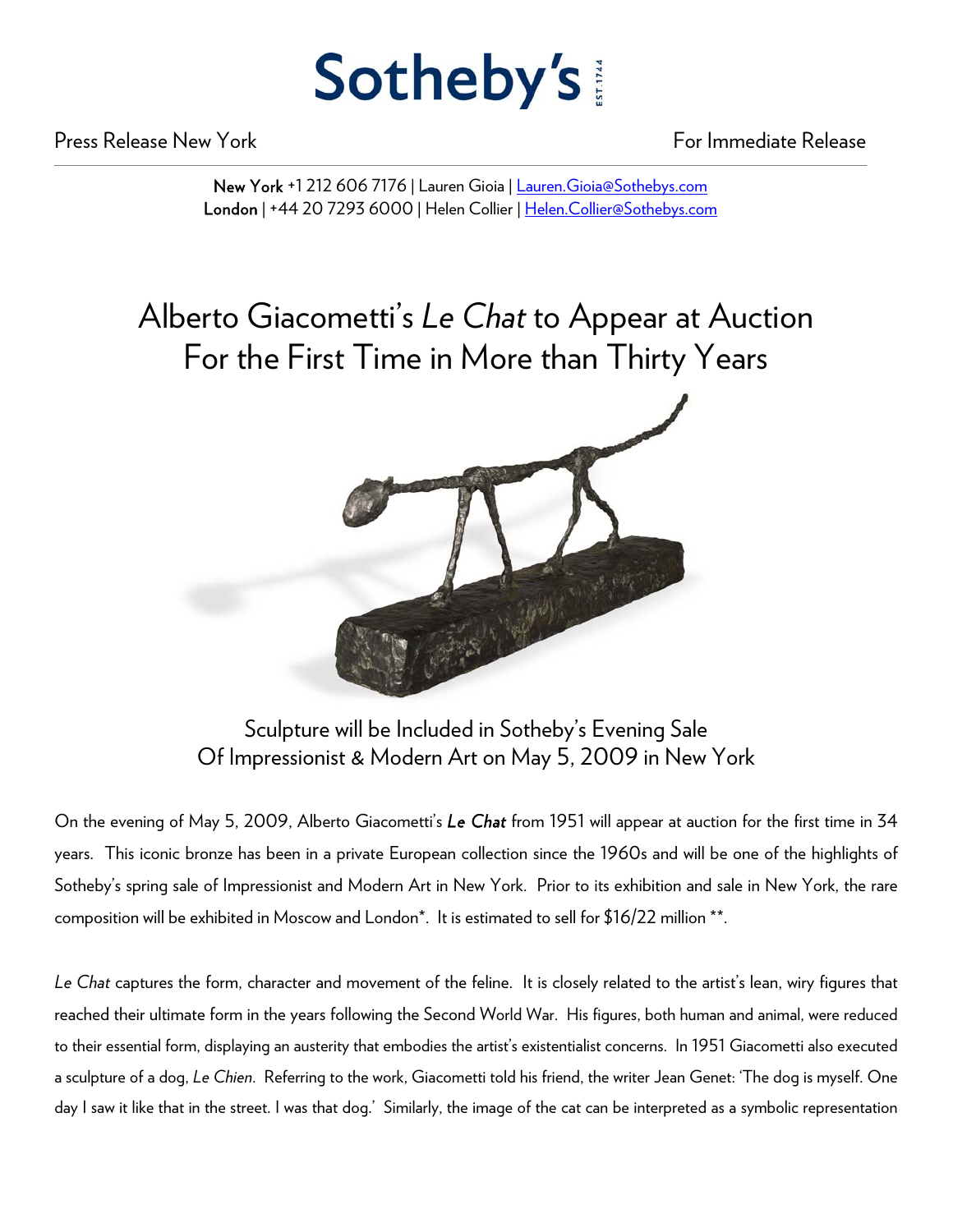Sotheby's

Press Release New York For Immediate Release

**New York** +1 212 606 7176 | Lauren Gioia | Lauren.Gioia@Sothebys.com
**London** | +44 20 7293 6000 | Helen Collier | Helen.Collier@Sothebys.com

# Alberto Giacometti's *Le Chat* to Appear at Auction For the First Time in More than Thirty Years

## Sculpture will be Included in Sotheby's Evening Sale Of Impressionist & Modern Art on May 5, 2009 in New York

On the evening of May 5, 2009, Alberto Giacometti's ***Le Chat*** from 1951 will appear at auction for the first time in 34 years. This iconic bronze has been in a private European collection since the 1960s and will be one of the highlights of Sotheby's spring sale of Impressionist and Modern Art in New York. Prior to its exhibition and sale in New York, the rare composition will be exhibited in Moscow and London*. It is estimated to sell for $16/22 million **.

*Le Chat* captures the form, character and movement of the feline. It is closely related to the artist's lean, wiry figures that reached their ultimate form in the years following the Second World War. His figures, both human and animal, were reduced to their essential form, displaying an austerity that embodies the artist's existentialist concerns. In 1951 Giacometti also executed a sculpture of a dog, *Le Chien*. Referring to the work, Giacometti told his friend, the writer Jean Genet: 'The dog is myself. One day I saw it like that in the street. I was that dog.' Similarly, the image of the cat can be interpreted as a symbolic representation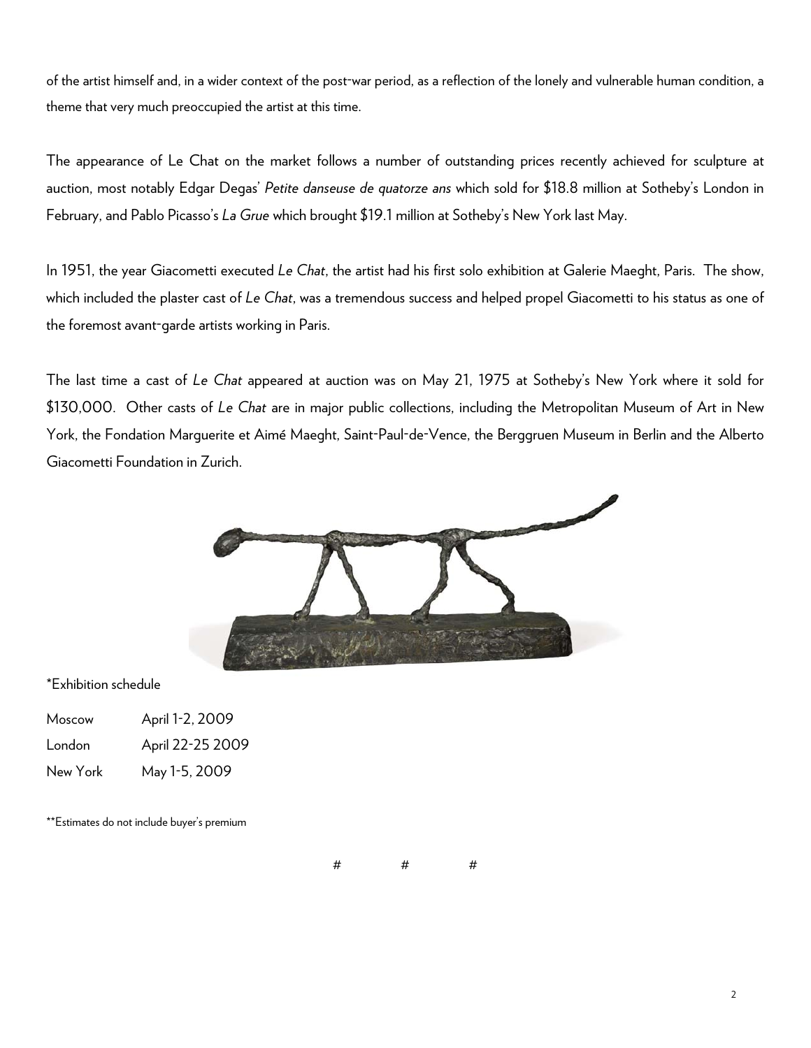of the artist himself and, in a wider context of the post-war period, as a reflection of the lonely and vulnerable human condition, a theme that very much preoccupied the artist at this time.

The appearance of Le Chat on the market follows a number of outstanding prices recently achieved for sculpture at auction, most notably Edgar Degas' *Petite danseuse de quatorze ans* which sold for $18.8 million at Sotheby's London in February, and Pablo Picasso's *La Grue* which brought $19.1 million at Sotheby's New York last May.

In 1951, the year Giacometti executed *Le Chat*, the artist had his first solo exhibition at Galerie Maeght, Paris. The show, which included the plaster cast of *Le Chat*, was a tremendous success and helped propel Giacometti to his status as one of the foremost avant-garde artists working in Paris.

The last time a cast of *Le Chat* appeared at auction was on May 21, 1975 at Sotheby's New York where it sold for $130,000. Other casts of *Le Chat* are in major public collections, including the Metropolitan Museum of Art in New York, the Fondation Marguerite et Aimé Maeght, Saint-Paul-de-Vence, the Berggruen Museum in Berlin and the Alberto Giacometti Foundation in Zurich.

*Exhibition schedule

| | |
|---|---|
| Moscow | April 1-2, 2009 |
| London | April 22-25 2009 |
| New York | May 1-5, 2009 |

**Estimates do not include buyer's premium

# # #